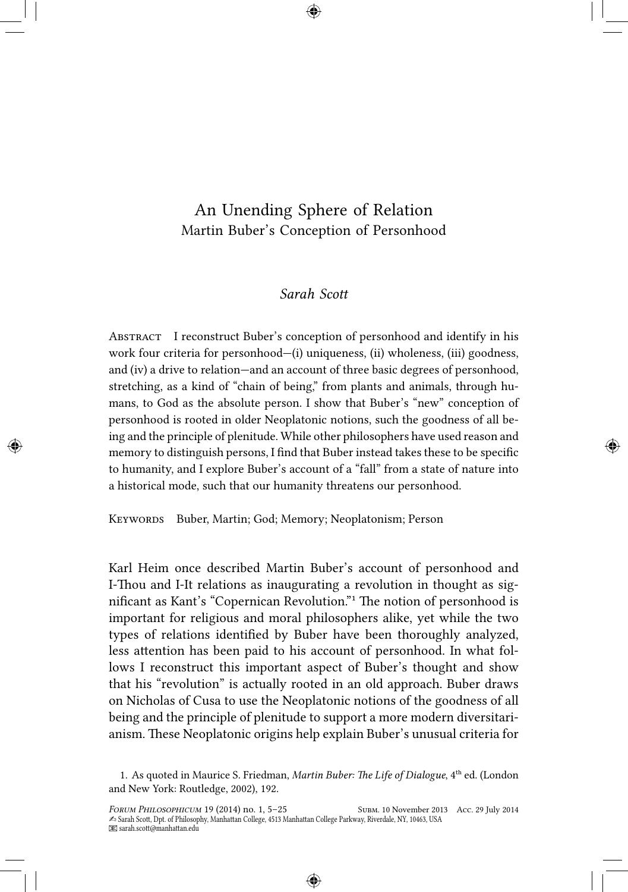# An Unending Sphere of Relation
## Martin Buber's Conception of Personhood

*Sarah Scott*

ABSTRACT I reconstruct Buber's conception of personhood and identify in his work four criteria for personhood—(i) uniqueness, (ii) wholeness, (iii) goodness, and (iv) a drive to relation—and an account of three basic degrees of personhood, stretching, as a kind of "chain of being," from plants and animals, through humans, to God as the absolute person. I show that Buber's "new" conception of personhood is rooted in older Neoplatonic notions, such the goodness of all being and the principle of plenitude. While other philosophers have used reason and memory to distinguish persons, I find that Buber instead takes these to be specific to humanity, and I explore Buber's account of a "fall" from a state of nature into a historical mode, such that our humanity threatens our personhood.

KEYWORDS Buber, Martin; God; Memory; Neoplatonism; Person

Karl Heim once described Martin Buber's account of personhood and I-Thou and I-It relations as inaugurating a revolution in thought as significant as Kant's "Copernican Revolution."[1] The notion of personhood is important for religious and moral philosophers alike, yet while the two types of relations identified by Buber have been thoroughly analyzed, less attention has been paid to his account of personhood. In what follows I reconstruct this important aspect of Buber's thought and show that his "revolution" is actually rooted in an old approach. Buber draws on Nicholas of Cusa to use the Neoplatonic notions of the goodness of all being and the principle of plenitude to support a more modern diversitarianism. These Neoplatonic origins help explain Buber's unusual criteria for

1. As quoted in Maurice S. Friedman, *Martin Buber: The Life of Dialogue*, 4th ed. (London and New York: Routledge, 2002), 192.

Subm. 10 November 2013 Acc. 29 July 2014
Sarah Scott, Dpt. of Philosophy, Manhattan College, 4513 Manhattan College Parkway, Riverdale, NY, 10463, USA
sarah.scott@manhattan.edu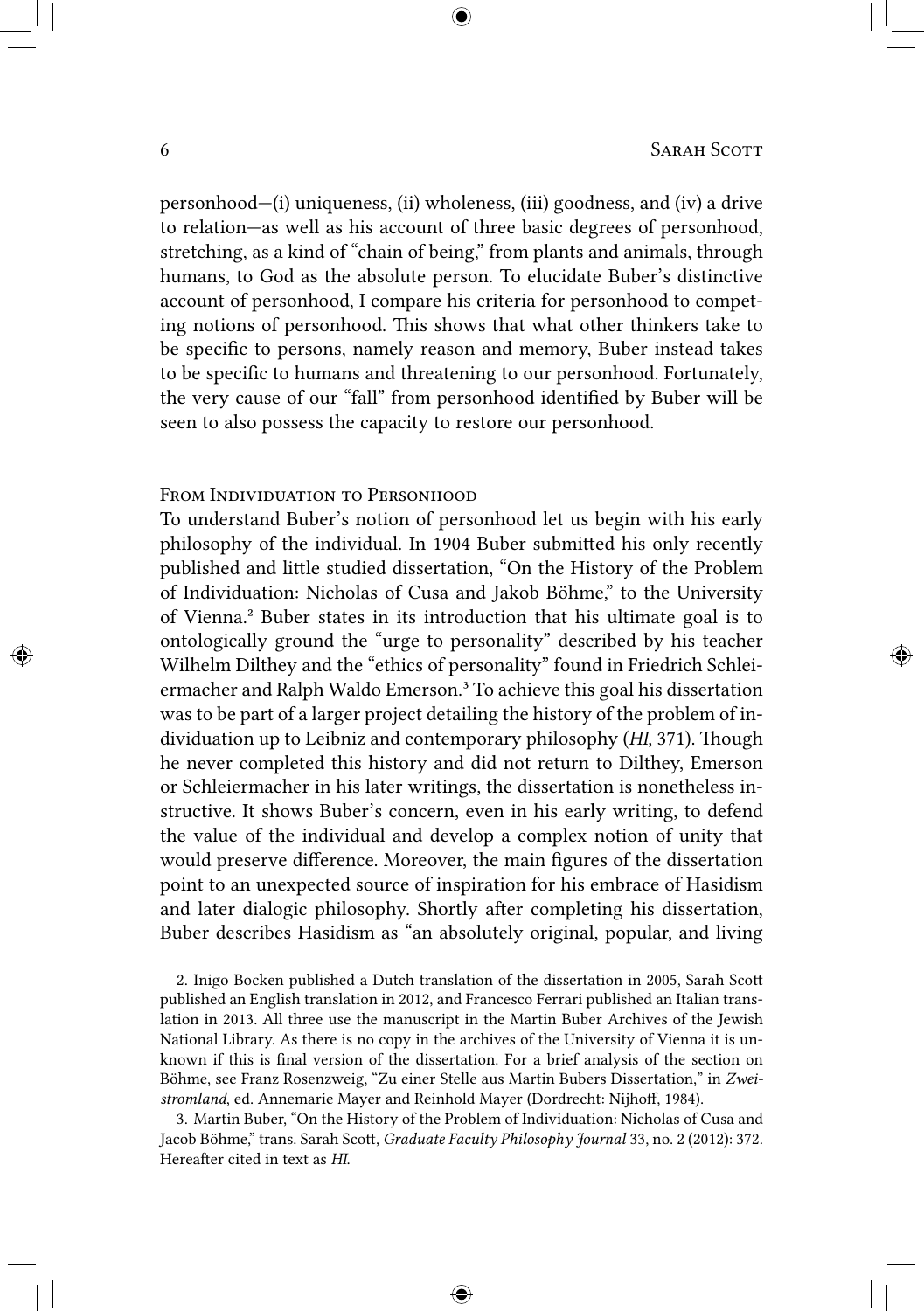personhood—(i) uniqueness, (ii) wholeness, (iii) goodness, and (iv) a drive to relation—as well as his account of three basic degrees of personhood, stretching, as a kind of "chain of being," from plants and animals, through humans, to God as the absolute person. To elucidate Buber's distinctive account of personhood, I compare his criteria for personhood to competing notions of personhood. This shows that what other thinkers take to be specific to persons, namely reason and memory, Buber instead takes to be specific to humans and threatening to our personhood. Fortunately, the very cause of our "fall" from personhood identified by Buber will be seen to also possess the capacity to restore our personhood.

## From Individuation to Personhood

To understand Buber's notion of personhood let us begin with his early philosophy of the individual. In 1904 Buber submitted his only recently published and little studied dissertation, "On the History of the Problem of Individuation: Nicholas of Cusa and Jakob Böhme," to the University of Vienna.[2] Buber states in its introduction that his ultimate goal is to ontologically ground the "urge to personality" described by his teacher Wilhelm Dilthey and the "ethics of personality" found in Friedrich Schleiermacher and Ralph Waldo Emerson.[3] To achieve this goal his dissertation was to be part of a larger project detailing the history of the problem of individuation up to Leibniz and contemporary philosophy (*HI*, 371). Though he never completed this history and did not return to Dilthey, Emerson or Schleiermacher in his later writings, the dissertation is nonetheless instructive. It shows Buber's concern, even in his early writing, to defend the value of the individual and develop a complex notion of unity that would preserve difference. Moreover, the main figures of the dissertation point to an unexpected source of inspiration for his embrace of Hasidism and later dialogic philosophy. Shortly after completing his dissertation, Buber describes Hasidism as "an absolutely original, popular, and living

2. Inigo Bocken published a Dutch translation of the dissertation in 2005, Sarah Scott published an English translation in 2012, and Francesco Ferrari published an Italian translation in 2013. All three use the manuscript in the Martin Buber Archives of the Jewish National Library. As there is no copy in the archives of the University of Vienna it is unknown if this is final version of the dissertation. For a brief analysis of the section on Böhme, see Franz Rosenzweig, "Zu einer Stelle aus Martin Bubers Dissertation," in *Zweistromland*, ed. Annemarie Mayer and Reinhold Mayer (Dordrecht: Nijhoff, 1984).

3. Martin Buber, "On the History of the Problem of Individuation: Nicholas of Cusa and Jacob Böhme," trans. Sarah Scott, *Graduate Faculty Philosophy Journal* 33, no. 2 (2012): 372. Hereafter cited in text as *HI*.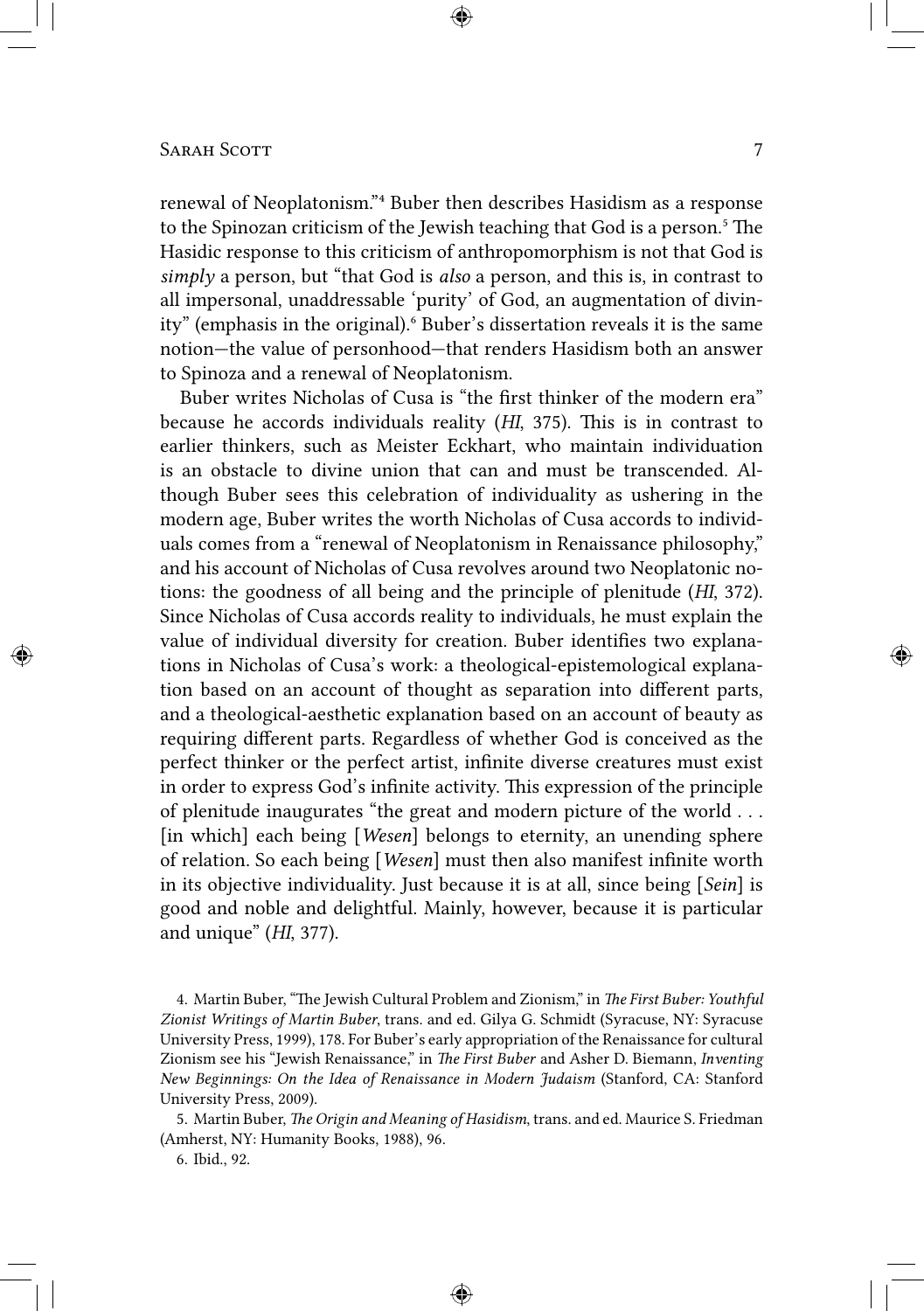renewal of Neoplatonism."[4] Buber then describes Hasidism as a response to the Spinozan criticism of the Jewish teaching that God is a person.[5] The Hasidic response to this criticism of anthropomorphism is not that God is *simply* a person, but "that God is *also* a person, and this is, in contrast to all impersonal, unaddressable 'purity' of God, an augmentation of divinity" (emphasis in the original).[6] Buber's dissertation reveals it is the same notion—the value of personhood—that renders Hasidism both an answer to Spinoza and a renewal of Neoplatonism.

Buber writes Nicholas of Cusa is "the first thinker of the modern era" because he accords individuals reality (*HI*, 375). This is in contrast to earlier thinkers, such as Meister Eckhart, who maintain individuation is an obstacle to divine union that can and must be transcended. Although Buber sees this celebration of individuality as ushering in the modern age, Buber writes the worth Nicholas of Cusa accords to individuals comes from a "renewal of Neoplatonism in Renaissance philosophy," and his account of Nicholas of Cusa revolves around two Neoplatonic notions: the goodness of all being and the principle of plenitude (*HI*, 372). Since Nicholas of Cusa accords reality to individuals, he must explain the value of individual diversity for creation. Buber identifies two explanations in Nicholas of Cusa's work: a theological-epistemological explanation based on an account of thought as separation into different parts, and a theological-aesthetic explanation based on an account of beauty as requiring different parts. Regardless of whether God is conceived as the perfect thinker or the perfect artist, infinite diverse creatures must exist in order to express God's infinite activity. This expression of the principle of plenitude inaugurates "the great and modern picture of the world . . . [in which] each being [*Wesen*] belongs to eternity, an unending sphere of relation. So each being [*Wesen*] must then also manifest infinite worth in its objective individuality. Just because it is at all, since being [*Sein*] is good and noble and delightful. Mainly, however, because it is particular and unique" (*HI*, 377).

4. Martin Buber, "The Jewish Cultural Problem and Zionism," in *The First Buber: Youthful Zionist Writings of Martin Buber*, trans. and ed. Gilya G. Schmidt (Syracuse, NY: Syracuse University Press, 1999), 178. For Buber's early appropriation of the Renaissance for cultural Zionism see his "Jewish Renaissance," in *The First Buber* and Asher D. Biemann, *Inventing New Beginnings: On the Idea of Renaissance in Modern Judaism* (Stanford, CA: Stanford University Press, 2009).

5. Martin Buber, *The Origin and Meaning of Hasidism*, trans. and ed. Maurice S. Friedman (Amherst, NY: Humanity Books, 1988), 96.

6. Ibid., 92.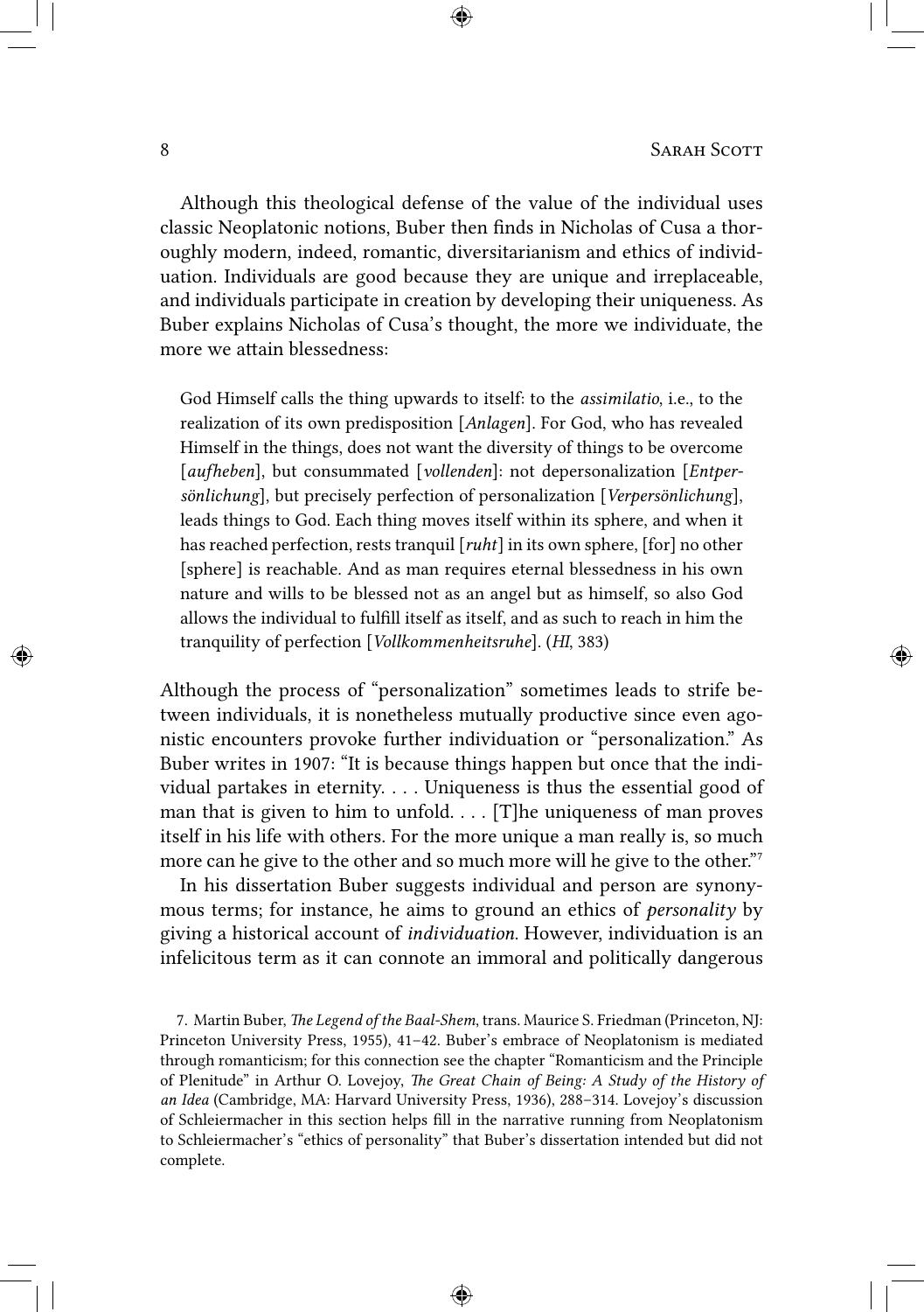Although this theological defense of the value of the individual uses classic Neoplatonic notions, Buber then finds in Nicholas of Cusa a thoroughly modern, indeed, romantic, diversitarianism and ethics of individuation. Individuals are good because they are unique and irreplaceable, and individuals participate in creation by developing their uniqueness. As Buber explains Nicholas of Cusa's thought, the more we individuate, the more we attain blessedness:

> God Himself calls the thing upwards to itself: to the *assimilatio*, i.e., to the realization of its own predisposition [*Anlagen*]. For God, who has revealed Himself in the things, does not want the diversity of things to be overcome [*aufheben*], but consummated [*vollenden*]: not depersonalization [*Entpersönlichung*], but precisely perfection of personalization [*Verpersönlichung*], leads things to God. Each thing moves itself within its sphere, and when it has reached perfection, rests tranquil [*ruht*] in its own sphere, [for] no other [sphere] is reachable. And as man requires eternal blessedness in his own nature and wills to be blessed not as an angel but as himself, so also God allows the individual to fulfill itself as itself, and as such to reach in him the tranquility of perfection [*Vollkommenheitsruhe*]. (*HI*, 383)

Although the process of "personalization" sometimes leads to strife between individuals, it is nonetheless mutually productive since even agonistic encounters provoke further individuation or "personalization." As Buber writes in 1907: "It is because things happen but once that the individual partakes in eternity. . . . Uniqueness is thus the essential good of man that is given to him to unfold. . . . [T]he uniqueness of man proves itself in his life with others. For the more unique a man really is, so much more can he give to the other and so much more will he give to the other."[7]

In his dissertation Buber suggests individual and person are synonymous terms; for instance, he aims to ground an ethics of *personality* by giving a historical account of *individuation*. However, individuation is an infelicitous term as it can connote an immoral and politically dangerous

7. Martin Buber, *The Legend of the Baal-Shem*, trans. Maurice S. Friedman (Princeton, NJ: Princeton University Press, 1955), 41–42. Buber's embrace of Neoplatonism is mediated through romanticism; for this connection see the chapter "Romanticism and the Principle of Plenitude" in Arthur O. Lovejoy, *The Great Chain of Being: A Study of the History of an Idea* (Cambridge, MA: Harvard University Press, 1936), 288–314. Lovejoy's discussion of Schleiermacher in this section helps fill in the narrative running from Neoplatonism to Schleiermacher's "ethics of personality" that Buber's dissertation intended but did not complete.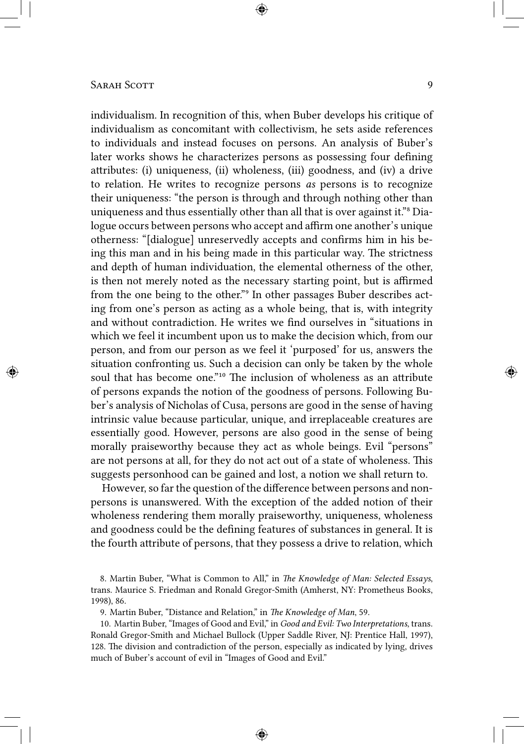individualism. In recognition of this, when Buber develops his critique of individualism as concomitant with collectivism, he sets aside references to individuals and instead focuses on persons. An analysis of Buber's later works shows he characterizes persons as possessing four defining attributes: (i) uniqueness, (ii) wholeness, (iii) goodness, and (iv) a drive to relation. He writes to recognize persons *as* persons is to recognize their uniqueness: "the person is through and through nothing other than uniqueness and thus essentially other than all that is over against it."[8] Dialogue occurs between persons who accept and affirm one another's unique otherness: "[dialogue] unreservedly accepts and confirms him in his being this man and in his being made in this particular way. The strictness and depth of human individuation, the elemental otherness of the other, is then not merely noted as the necessary starting point, but is affirmed from the one being to the other."[9] In other passages Buber describes acting from one's person as acting as a whole being, that is, with integrity and without contradiction. He writes we find ourselves in "situations in which we feel it incumbent upon us to make the decision which, from our person, and from our person as we feel it 'purposed' for us, answers the situation confronting us. Such a decision can only be taken by the whole soul that has become one."[10] The inclusion of wholeness as an attribute of persons expands the notion of the goodness of persons. Following Buber's analysis of Nicholas of Cusa, persons are good in the sense of having intrinsic value because particular, unique, and irreplaceable creatures are essentially good. However, persons are also good in the sense of being morally praiseworthy because they act as whole beings. Evil "persons" are not persons at all, for they do not act out of a state of wholeness. This suggests personhood can be gained and lost, a notion we shall return to.

However, so far the question of the difference between persons and non-persons is unanswered. With the exception of the added notion of their wholeness rendering them morally praiseworthy, uniqueness, wholeness and goodness could be the defining features of substances in general. It is the fourth attribute of persons, that they possess a drive to relation, which

8. Martin Buber, "What is Common to All," in *The Knowledge of Man: Selected Essays*, trans. Maurice S. Friedman and Ronald Gregor-Smith (Amherst, NY: Prometheus Books, 1998), 86.

9. Martin Buber, "Distance and Relation," in *The Knowledge of Man*, 59.

10. Martin Buber, "Images of Good and Evil," in *Good and Evil: Two Interpretations*, trans. Ronald Gregor-Smith and Michael Bullock (Upper Saddle River, NJ: Prentice Hall, 1997), 128. The division and contradiction of the person, especially as indicated by lying, drives much of Buber's account of evil in "Images of Good and Evil."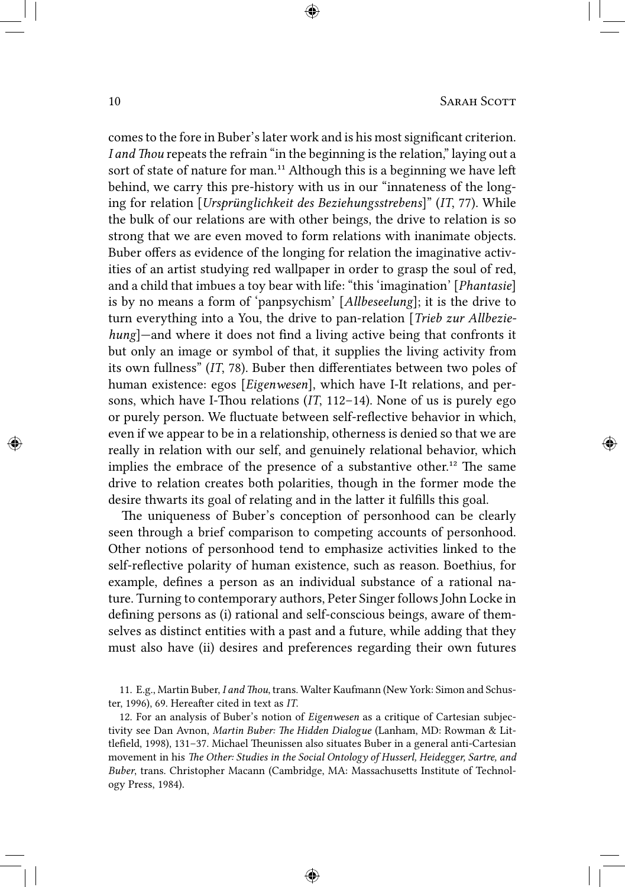comes to the fore in Buber's later work and is his most significant criterion. *I and Thou* repeats the refrain "in the beginning is the relation," laying out a sort of state of nature for man.[11] Although this is a beginning we have left behind, we carry this pre-history with us in our "innateness of the longing for relation [*Ursprünglichkeit des Beziehungsstrebens*]" (*IT*, 77). While the bulk of our relations are with other beings, the drive to relation is so strong that we are even moved to form relations with inanimate objects. Buber offers as evidence of the longing for relation the imaginative activities of an artist studying red wallpaper in order to grasp the soul of red, and a child that imbues a toy bear with life: "this 'imagination' [*Phantasie*] is by no means a form of 'panpsychism' [*Allbeseelung*]; it is the drive to turn everything into a You, the drive to pan-relation [*Trieb zur Allbeziehung*]—and where it does not find a living active being that confronts it but only an image or symbol of that, it supplies the living activity from its own fullness" (*IT*, 78). Buber then differentiates between two poles of human existence: egos [*Eigenwesen*], which have I-It relations, and persons, which have I-Thou relations (*IT*, 112–14). None of us is purely ego or purely person. We fluctuate between self-reflective behavior in which, even if we appear to be in a relationship, otherness is denied so that we are really in relation with our self, and genuinely relational behavior, which implies the embrace of the presence of a substantive other.[12] The same drive to relation creates both polarities, though in the former mode the desire thwarts its goal of relating and in the latter it fulfills this goal.

The uniqueness of Buber's conception of personhood can be clearly seen through a brief comparison to competing accounts of personhood. Other notions of personhood tend to emphasize activities linked to the self-reflective polarity of human existence, such as reason. Boethius, for example, defines a person as an individual substance of a rational nature. Turning to contemporary authors, Peter Singer follows John Locke in defining persons as (i) rational and self-conscious beings, aware of themselves as distinct entities with a past and a future, while adding that they must also have (ii) desires and preferences regarding their own futures

11. E.g., Martin Buber, *I and Thou*, trans. Walter Kaufmann (New York: Simon and Schuster, 1996), 69. Hereafter cited in text as *IT*.

12. For an analysis of Buber's notion of *Eigenwesen* as a critique of Cartesian subjectivity see Dan Avnon, *Martin Buber: The Hidden Dialogue* (Lanham, MD: Rowman & Littlefield, 1998), 131–37. Michael Theunissen also situates Buber in a general anti-Cartesian movement in his *The Other: Studies in the Social Ontology of Husserl, Heidegger, Sartre, and Buber*, trans. Christopher Macann (Cambridge, MA: Massachusetts Institute of Technology Press, 1984).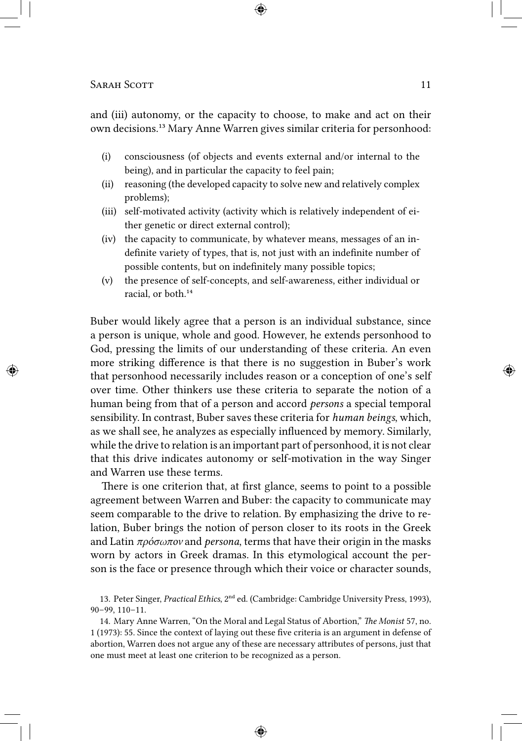and (iii) autonomy, or the capacity to choose, to make and act on their own decisions.[13] Mary Anne Warren gives similar criteria for personhood:

- (i) consciousness (of objects and events external and/or internal to the being), and in particular the capacity to feel pain;
- (ii) reasoning (the developed capacity to solve new and relatively complex problems);
- (iii) self-motivated activity (activity which is relatively independent of either genetic or direct external control);
- (iv) the capacity to communicate, by whatever means, messages of an indefinite variety of types, that is, not just with an indefinite number of possible contents, but on indefinitely many possible topics;
- (v) the presence of self-concepts, and self-awareness, either individual or racial, or both.[14]

Buber would likely agree that a person is an individual substance, since a person is unique, whole and good. However, he extends personhood to God, pressing the limits of our understanding of these criteria. An even more striking difference is that there is no suggestion in Buber's work that personhood necessarily includes reason or a conception of one's self over time. Other thinkers use these criteria to separate the notion of a human being from that of a person and accord *persons* a special temporal sensibility. In contrast, Buber saves these criteria for *human beings*, which, as we shall see, he analyzes as especially influenced by memory. Similarly, while the drive to relation is an important part of personhood, it is not clear that this drive indicates autonomy or self-motivation in the way Singer and Warren use these terms.

There is one criterion that, at first glance, seems to point to a possible agreement between Warren and Buber: the capacity to communicate may seem comparable to the drive to relation. By emphasizing the drive to relation, Buber brings the notion of person closer to its roots in the Greek and Latin *πρόσωπον* and *persona*, terms that have their origin in the masks worn by actors in Greek dramas. In this etymological account the person is the face or presence through which their voice or character sounds,

13. Peter Singer, *Practical Ethics*, 2nd ed. (Cambridge: Cambridge University Press, 1993), 90–99, 110–11.

14. Mary Anne Warren, "On the Moral and Legal Status of Abortion," *The Monist* 57, no. 1 (1973): 55. Since the context of laying out these five criteria is an argument in defense of abortion, Warren does not argue any of these are necessary attributes of persons, just that one must meet at least one criterion to be recognized as a person.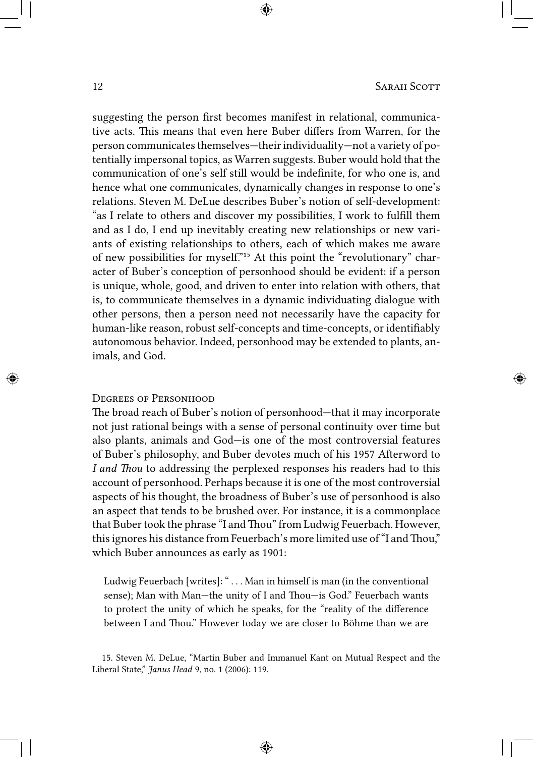suggesting the person first becomes manifest in relational, communicative acts. This means that even here Buber differs from Warren, for the person communicates themselves—their individuality—not a variety of potentially impersonal topics, as Warren suggests. Buber would hold that the communication of one's self still would be indefinite, for who one is, and hence what one communicates, dynamically changes in response to one's relations. Steven M. DeLue describes Buber's notion of self-development: "as I relate to others and discover my possibilities, I work to fulfill them and as I do, I end up inevitably creating new relationships or new variants of existing relationships to others, each of which makes me aware of new possibilities for myself."[15] At this point the "revolutionary" character of Buber's conception of personhood should be evident: if a person is unique, whole, good, and driven to enter into relation with others, that is, to communicate themselves in a dynamic individuating dialogue with other persons, then a person need not necessarily have the capacity for human-like reason, robust self-concepts and time-concepts, or identifiably autonomous behavior. Indeed, personhood may be extended to plants, animals, and God.

## Degrees of Personhood

The broad reach of Buber's notion of personhood—that it may incorporate not just rational beings with a sense of personal continuity over time but also plants, animals and God—is one of the most controversial features of Buber's philosophy, and Buber devotes much of his 1957 Afterword to *I and Thou* to addressing the perplexed responses his readers had to this account of personhood. Perhaps because it is one of the most controversial aspects of his thought, the broadness of Buber's use of personhood is also an aspect that tends to be brushed over. For instance, it is a commonplace that Buber took the phrase "I and Thou" from Ludwig Feuerbach. However, this ignores his distance from Feuerbach's more limited use of "I and Thou," which Buber announces as early as 1901:

> Ludwig Feuerbach [writes]: " . . . Man in himself is man (in the conventional sense); Man with Man—the unity of I and Thou—is God." Feuerbach wants to protect the unity of which he speaks, for the "reality of the difference between I and Thou." However today we are closer to Böhme than we are

15. Steven M. DeLue, "Martin Buber and Immanuel Kant on Mutual Respect and the Liberal State," *Janus Head* 9, no. 1 (2006): 119.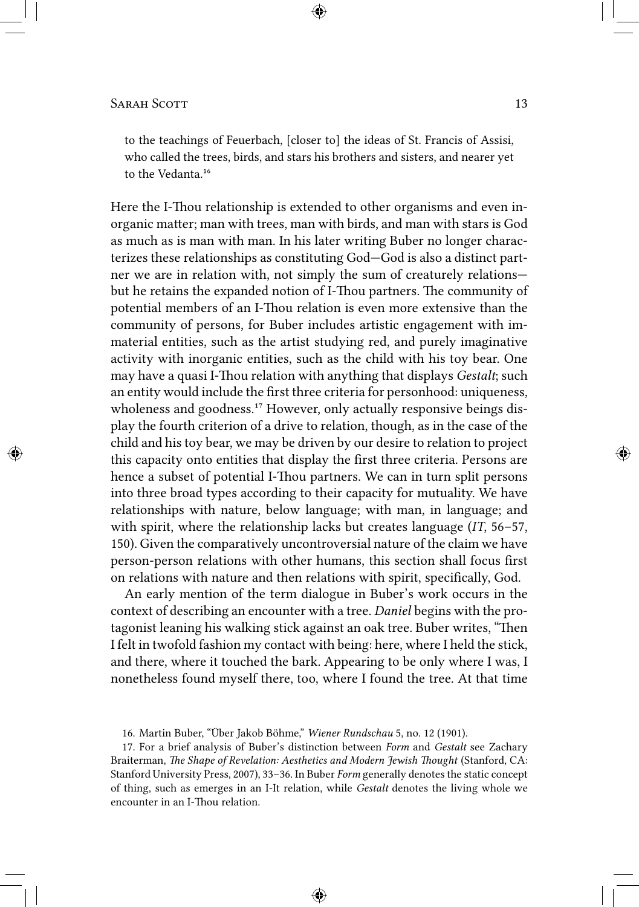to the teachings of Feuerbach, [closer to] the ideas of St. Francis of Assisi, who called the trees, birds, and stars his brothers and sisters, and nearer yet to the Vedanta.[16]

Here the I-Thou relationship is extended to other organisms and even inorganic matter; man with trees, man with birds, and man with stars is God as much as is man with man. In his later writing Buber no longer characterizes these relationships as constituting God—God is also a distinct partner we are in relation with, not simply the sum of creaturely relations—but he retains the expanded notion of I-Thou partners. The community of potential members of an I-Thou relation is even more extensive than the community of persons, for Buber includes artistic engagement with immaterial entities, such as the artist studying red, and purely imaginative activity with inorganic entities, such as the child with his toy bear. One may have a quasi I-Thou relation with anything that displays *Gestalt*; such an entity would include the first three criteria for personhood: uniqueness, wholeness and goodness.[17] However, only actually responsive beings display the fourth criterion of a drive to relation, though, as in the case of the child and his toy bear, we may be driven by our desire to relation to project this capacity onto entities that display the first three criteria. Persons are hence a subset of potential I-Thou partners. We can in turn split persons into three broad types according to their capacity for mutuality. We have relationships with nature, below language; with man, in language; and with spirit, where the relationship lacks but creates language (*IT*, 56–57, 150). Given the comparatively uncontroversial nature of the claim we have person-person relations with other humans, this section shall focus first on relations with nature and then relations with spirit, specifically, God.

An early mention of the term dialogue in Buber's work occurs in the context of describing an encounter with a tree. *Daniel* begins with the protagonist leaning his walking stick against an oak tree. Buber writes, "Then I felt in twofold fashion my contact with being: here, where I held the stick, and there, where it touched the bark. Appearing to be only where I was, I nonetheless found myself there, too, where I found the tree. At that time

16. Martin Buber, "Über Jakob Böhme," *Wiener Rundschau* 5, no. 12 (1901).

17. For a brief analysis of Buber's distinction between *Form* and *Gestalt* see Zachary Braiterman, *The Shape of Revelation: Aesthetics and Modern Jewish Thought* (Stanford, CA: Stanford University Press, 2007), 33–36. In Buber *Form* generally denotes the static concept of thing, such as emerges in an I-It relation, while *Gestalt* denotes the living whole we encounter in an I-Thou relation.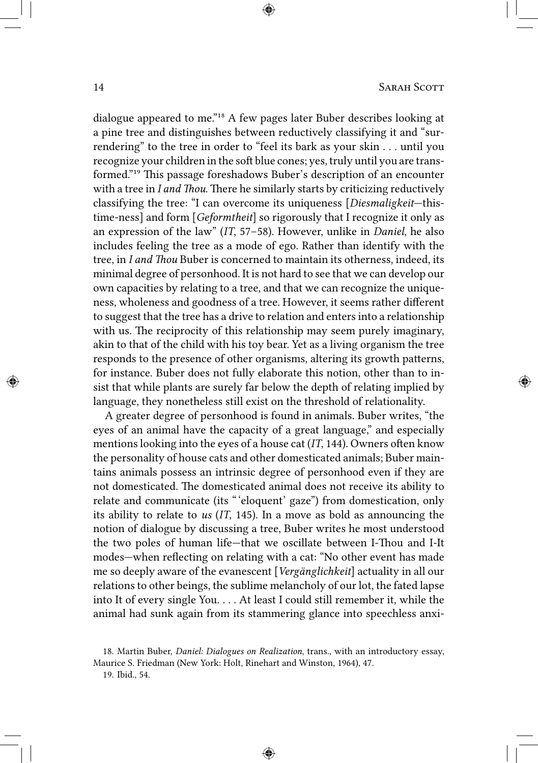dialogue appeared to me."[18] A few pages later Buber describes looking at a pine tree and distinguishes between reductively classifying it and "surrendering" to the tree in order to "feel its bark as your skin . . . until you recognize your children in the soft blue cones; yes, truly until you are transformed."[19] This passage foreshadows Buber's description of an encounter with a tree in *I and Thou*. There he similarly starts by criticizing reductively classifying the tree: "I can overcome its uniqueness [*Diesmaligkeit*—this-time-ness] and form [*Geformtheit*] so rigorously that I recognize it only as an expression of the law" (*IT*, 57–58). However, unlike in *Daniel*, he also includes feeling the tree as a mode of ego. Rather than identify with the tree, in *I and Thou* Buber is concerned to maintain its otherness, indeed, its minimal degree of personhood. It is not hard to see that we can develop our own capacities by relating to a tree, and that we can recognize the uniqueness, wholeness and goodness of a tree. However, it seems rather different to suggest that the tree has a drive to relation and enters into a relationship with us. The reciprocity of this relationship may seem purely imaginary, akin to that of the child with his toy bear. Yet as a living organism the tree responds to the presence of other organisms, altering its growth patterns, for instance. Buber does not fully elaborate this notion, other than to insist that while plants are surely far below the depth of relating implied by language, they nonetheless still exist on the threshold of relationality.

A greater degree of personhood is found in animals. Buber writes, "the eyes of an animal have the capacity of a great language," and especially mentions looking into the eyes of a house cat (*IT*, 144). Owners often know the personality of house cats and other domesticated animals; Buber maintains animals possess an intrinsic degree of personhood even if they are not domesticated. The domesticated animal does not receive its ability to relate and communicate (its "'eloquent' gaze") from domestication, only its ability to relate to *us* (*IT*, 145). In a move as bold as announcing the notion of dialogue by discussing a tree, Buber writes he most understood the two poles of human life—that we oscillate between I-Thou and I-It modes—when reflecting on relating with a cat: "No other event has made me so deeply aware of the evanescent [*Vergänglichkeit*] actuality in all our relations to other beings, the sublime melancholy of our lot, the fated lapse into It of every single You. . . . At least I could still remember it, while the animal had sunk again from its stammering glance into speechless anxi-

18. Martin Buber, *Daniel: Dialogues on Realization*, trans., with an introductory essay, Maurice S. Friedman (New York: Holt, Rinehart and Winston, 1964), 47.

19. Ibid., 54.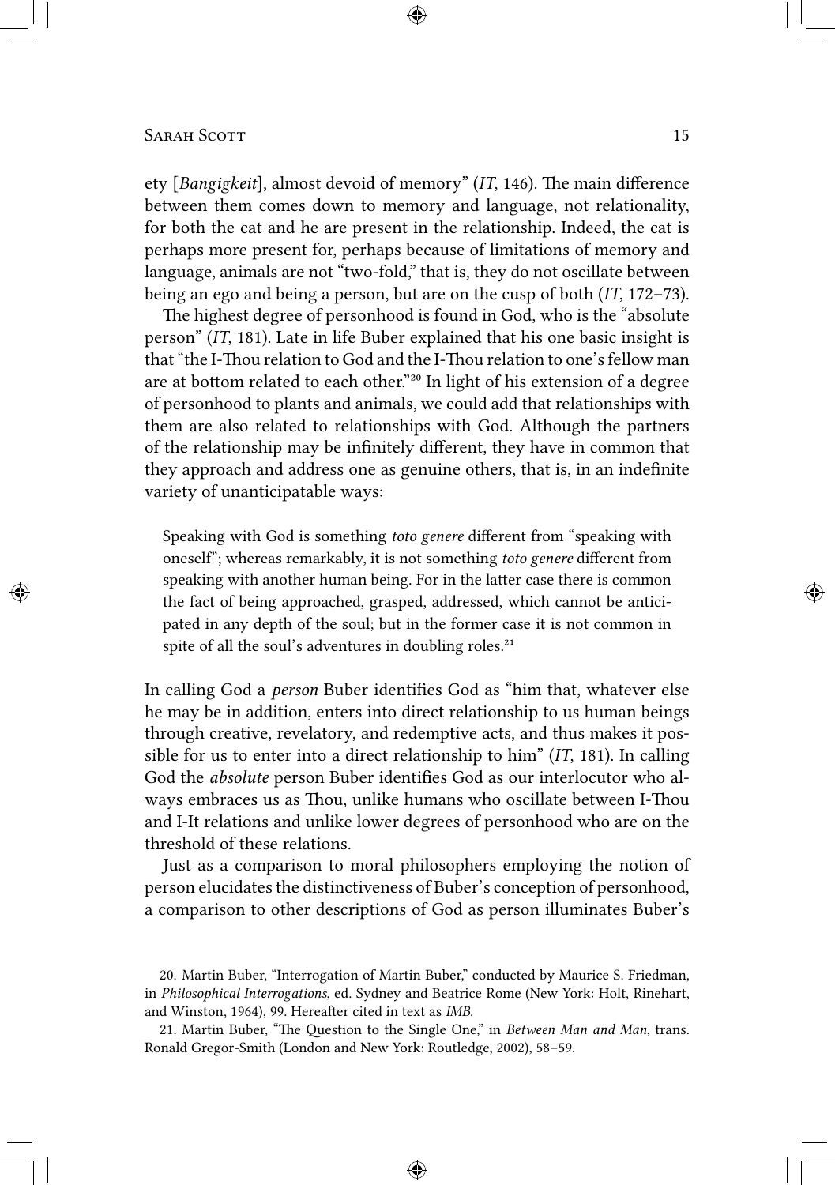ety [*Bangigkeit*], almost devoid of memory" (*IT*, 146). The main difference between them comes down to memory and language, not relationality, for both the cat and he are present in the relationship. Indeed, the cat is perhaps more present for, perhaps because of limitations of memory and language, animals are not "two-fold," that is, they do not oscillate between being an ego and being a person, but are on the cusp of both (*IT*, 172–73).

The highest degree of personhood is found in God, who is the "absolute person" (*IT*, 181). Late in life Buber explained that his one basic insight is that "the I-Thou relation to God and the I-Thou relation to one's fellow man are at bottom related to each other."[20] In light of his extension of a degree of personhood to plants and animals, we could add that relationships with them are also related to relationships with God. Although the partners of the relationship may be infinitely different, they have in common that they approach and address one as genuine others, that is, in an indefinite variety of unanticipatable ways:

> Speaking with God is something *toto genere* different from "speaking with oneself"; whereas remarkably, it is not something *toto genere* different from speaking with another human being. For in the latter case there is common the fact of being approached, grasped, addressed, which cannot be anticipated in any depth of the soul; but in the former case it is not common in spite of all the soul's adventures in doubling roles.[21]

In calling God a *person* Buber identifies God as "him that, whatever else he may be in addition, enters into direct relationship to us human beings through creative, revelatory, and redemptive acts, and thus makes it possible for us to enter into a direct relationship to him" (*IT*, 181). In calling God the *absolute* person Buber identifies God as our interlocutor who always embraces us as Thou, unlike humans who oscillate between I-Thou and I-It relations and unlike lower degrees of personhood who are on the threshold of these relations.

Just as a comparison to moral philosophers employing the notion of person elucidates the distinctiveness of Buber's conception of personhood, a comparison to other descriptions of God as person illuminates Buber's

20. Martin Buber, "Interrogation of Martin Buber," conducted by Maurice S. Friedman, in *Philosophical Interrogations*, ed. Sydney and Beatrice Rome (New York: Holt, Rinehart, and Winston, 1964), 99. Hereafter cited in text as *IMB*.

21. Martin Buber, "The Question to the Single One," in *Between Man and Man*, trans. Ronald Gregor-Smith (London and New York: Routledge, 2002), 58–59.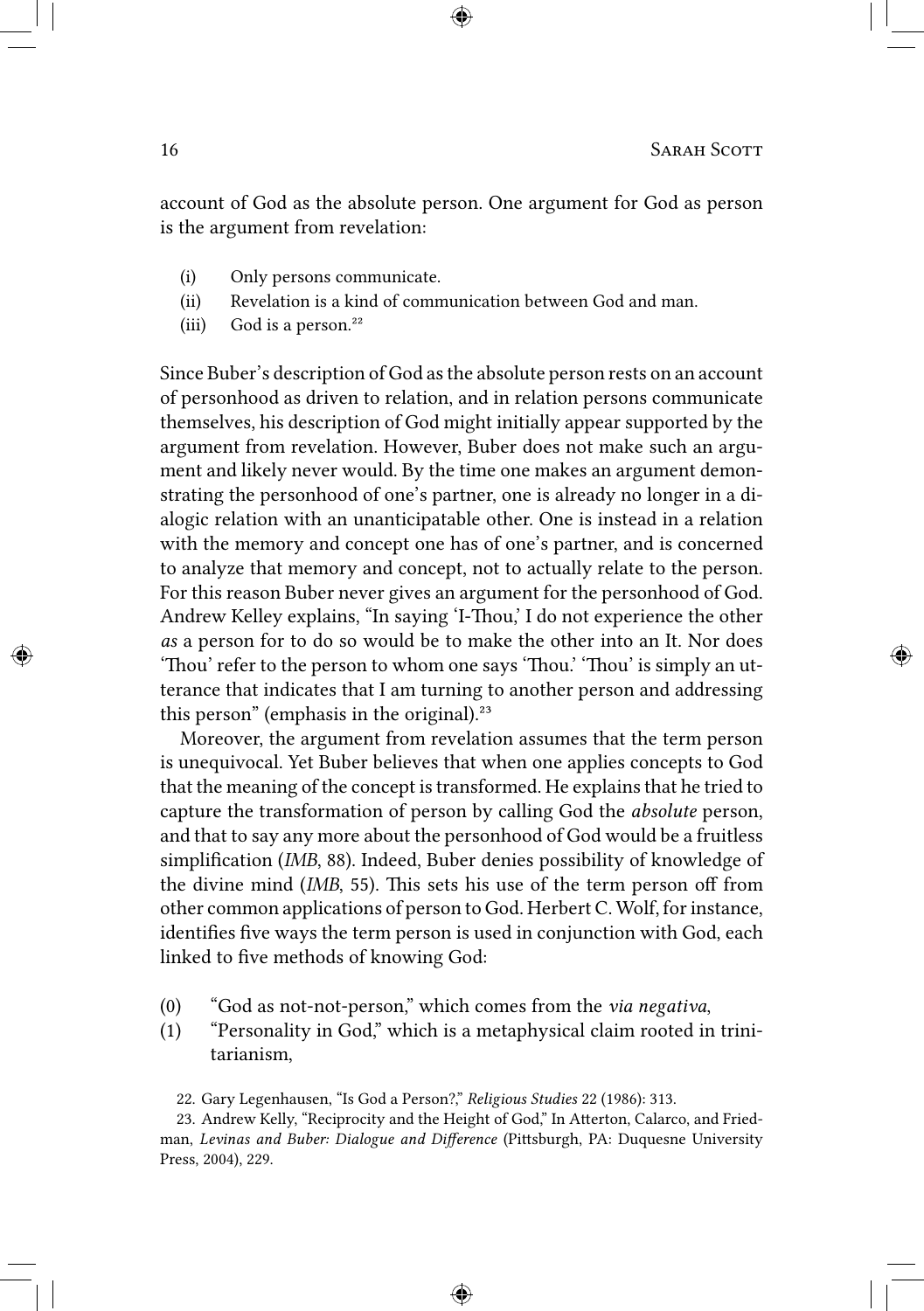account of God as the absolute person. One argument for God as person is the argument from revelation:

(i) Only persons communicate.
(ii) Revelation is a kind of communication between God and man.
(iii) God is a person.[22]

Since Buber's description of God as the absolute person rests on an account of personhood as driven to relation, and in relation persons communicate themselves, his description of God might initially appear supported by the argument from revelation. However, Buber does not make such an argument and likely never would. By the time one makes an argument demonstrating the personhood of one's partner, one is already no longer in a dialogic relation with an unanticipatable other. One is instead in a relation with the memory and concept one has of one's partner, and is concerned to analyze that memory and concept, not to actually relate to the person. For this reason Buber never gives an argument for the personhood of God. Andrew Kelley explains, "In saying 'I-Thou,' I do not experience the other *as* a person for to do so would be to make the other into an It. Nor does 'Thou' refer to the person to whom one says 'Thou.' 'Thou' is simply an utterance that indicates that I am turning to another person and addressing this person" (emphasis in the original).[23]

Moreover, the argument from revelation assumes that the term person is unequivocal. Yet Buber believes that when one applies concepts to God that the meaning of the concept is transformed. He explains that he tried to capture the transformation of person by calling God the *absolute* person, and that to say any more about the personhood of God would be a fruitless simplification (*IMB*, 88). Indeed, Buber denies possibility of knowledge of the divine mind (*IMB*, 55). This sets his use of the term person off from other common applications of person to God. Herbert C. Wolf, for instance, identifies five ways the term person is used in conjunction with God, each linked to five methods of knowing God:

(0) "God as not-not-person," which comes from the *via negativa*,
(1) "Personality in God," which is a metaphysical claim rooted in trinitarianism,

22. Gary Legenhausen, "Is God a Person?," *Religious Studies* 22 (1986): 313.

23. Andrew Kelly, "Reciprocity and the Height of God," In Atterton, Calarco, and Friedman, *Levinas and Buber: Dialogue and Difference* (Pittsburgh, PA: Duquesne University Press, 2004), 229.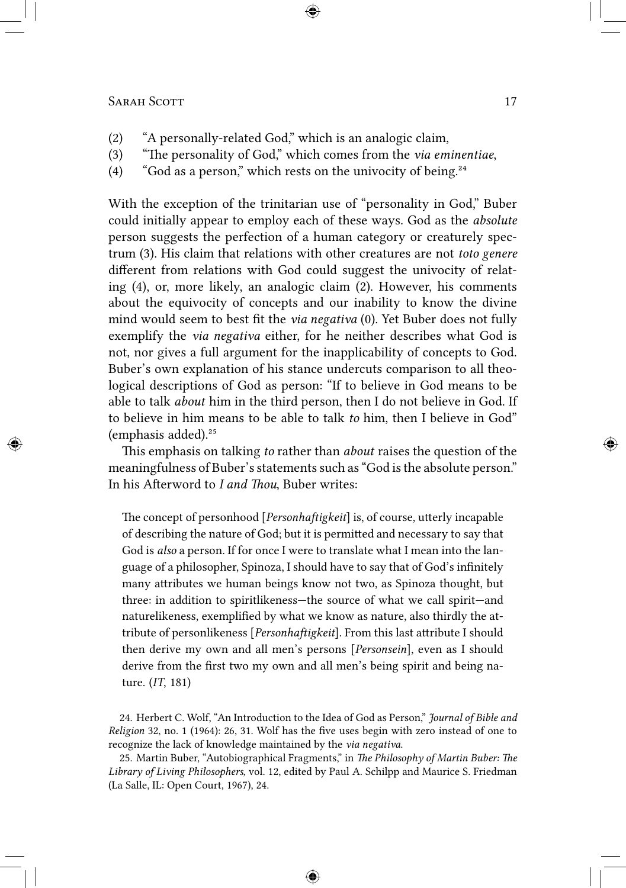(2) “A personally-related God,” which is an analogic claim,
(3) “The personality of God,” which comes from the *via eminentiae*,
(4) “God as a person,” which rests on the univocity of being.[24]

With the exception of the trinitarian use of “personality in God,” Buber could initially appear to employ each of these ways. God as the *absolute* person suggests the perfection of a human category or creaturely spectrum (3). His claim that relations with other creatures are not *toto genere* different from relations with God could suggest the univocity of relating (4), or, more likely, an analogic claim (2). However, his comments about the equivocity of concepts and our inability to know the divine mind would seem to best fit the *via negativa* (0). Yet Buber does not fully exemplify the *via negativa* either, for he neither describes what God is not, nor gives a full argument for the inapplicability of concepts to God. Buber’s own explanation of his stance undercuts comparison to all theological descriptions of God as person: “If to believe in God means to be able to talk *about* him in the third person, then I do not believe in God. If to believe in him means to be able to talk *to* him, then I believe in God” (emphasis added).[25]

This emphasis on talking *to* rather than *about* raises the question of the meaningfulness of Buber’s statements such as “God is the absolute person.” In his Afterword to *I and Thou*, Buber writes:

> The concept of personhood [*Personhaftigkeit*] is, of course, utterly incapable of describing the nature of God; but it is permitted and necessary to say that God is *also* a person. If for once I were to translate what I mean into the language of a philosopher, Spinoza, I should have to say that of God’s infinitely many attributes we human beings know not two, as Spinoza thought, but three: in addition to spiritlikeness—the source of what we call spirit—and naturelikeness, exemplified by what we know as nature, also thirdly the attribute of personlikeness [*Personhaftigkeit*]. From this last attribute I should then derive my own and all men’s persons [*Personsein*], even as I should derive from the first two my own and all men’s being spirit and being nature. (*IT*, 181)

24. Herbert C. Wolf, “An Introduction to the Idea of God as Person,” *Journal of Bible and Religion* 32, no. 1 (1964): 26, 31. Wolf has the five uses begin with zero instead of one to recognize the lack of knowledge maintained by the *via negativa*.

25. Martin Buber, “Autobiographical Fragments,” in *The Philosophy of Martin Buber: The Library of Living Philosophers*, vol. 12, edited by Paul A. Schilpp and Maurice S. Friedman (La Salle, IL: Open Court, 1967), 24.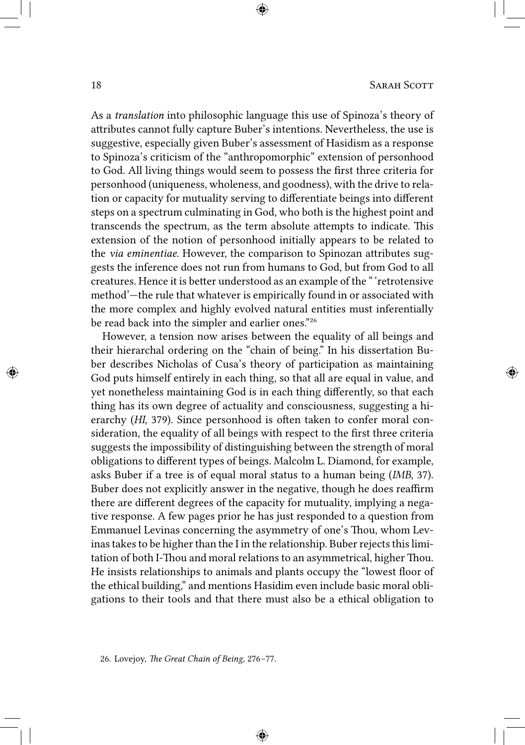As a *translation* into philosophic language this use of Spinoza's theory of attributes cannot fully capture Buber's intentions. Nevertheless, the use is suggestive, especially given Buber's assessment of Hasidism as a response to Spinoza's criticism of the "anthropomorphic" extension of personhood to God. All living things would seem to possess the first three criteria for personhood (uniqueness, wholeness, and goodness), with the drive to relation or capacity for mutuality serving to differentiate beings into different steps on a spectrum culminating in God, who both is the highest point and transcends the spectrum, as the term absolute attempts to indicate. This extension of the notion of personhood initially appears to be related to the *via eminentiae*. However, the comparison to Spinozan attributes suggests the inference does not run from humans to God, but from God to all creatures. Hence it is better understood as an example of the " 'retrotensive method'—the rule that whatever is empirically found in or associated with the more complex and highly evolved natural entities must inferentially be read back into the simpler and earlier ones."[26]

However, a tension now arises between the equality of all beings and their hierarchal ordering on the "chain of being." In his dissertation Buber describes Nicholas of Cusa's theory of participation as maintaining God puts himself entirely in each thing, so that all are equal in value, and yet nonetheless maintaining God is in each thing differently, so that each thing has its own degree of actuality and consciousness, suggesting a hierarchy (*HI*, 379). Since personhood is often taken to confer moral consideration, the equality of all beings with respect to the first three criteria suggests the impossibility of distinguishing between the strength of moral obligations to different types of beings. Malcolm L. Diamond, for example, asks Buber if a tree is of equal moral status to a human being (*IMB*, 37). Buber does not explicitly answer in the negative, though he does reaffirm there are different degrees of the capacity for mutuality, implying a negative response. A few pages prior he has just responded to a question from Emmanuel Levinas concerning the asymmetry of one's Thou, whom Levinas takes to be higher than the I in the relationship. Buber rejects this limitation of both I-Thou and moral relations to an asymmetrical, higher Thou. He insists relationships to animals and plants occupy the "lowest floor of the ethical building," and mentions Hasidim even include basic moral obligations to their tools and that there must also be a ethical obligation to

26. Lovejoy, *The Great Chain of Being*, 276–77.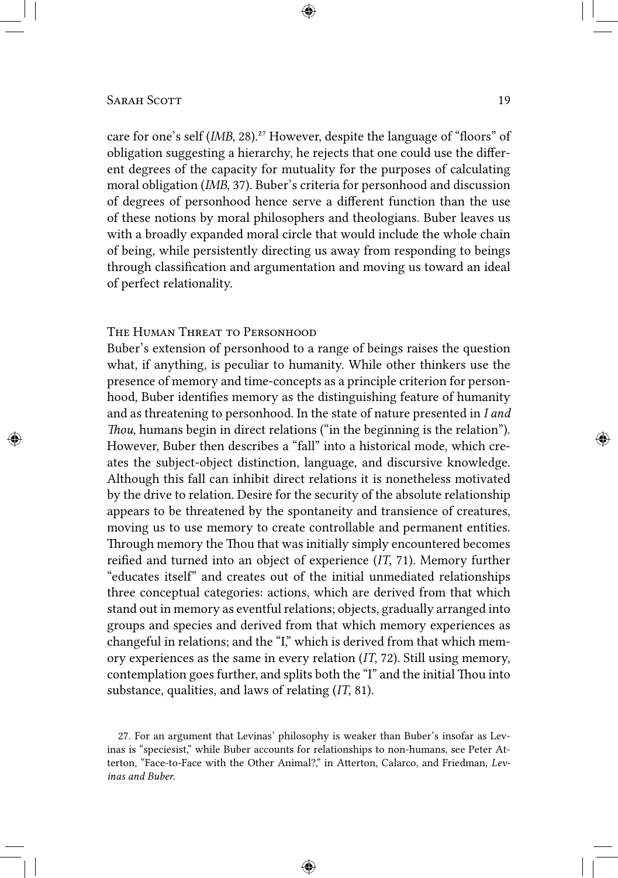care for one's self (*IMB*, 28).[27] However, despite the language of "floors" of obligation suggesting a hierarchy, he rejects that one could use the different degrees of the capacity for mutuality for the purposes of calculating moral obligation (*IMB*, 37). Buber's criteria for personhood and discussion of degrees of personhood hence serve a different function than the use of these notions by moral philosophers and theologians. Buber leaves us with a broadly expanded moral circle that would include the whole chain of being, while persistently directing us away from responding to beings through classification and argumentation and moving us toward an ideal of perfect relationality.

## The Human Threat to Personhood

Buber's extension of personhood to a range of beings raises the question what, if anything, is peculiar to humanity. While other thinkers use the presence of memory and time-concepts as a principle criterion for personhood, Buber identifies memory as the distinguishing feature of humanity and as threatening to personhood. In the state of nature presented in *I and Thou*, humans begin in direct relations ("in the beginning is the relation"). However, Buber then describes a "fall" into a historical mode, which creates the subject-object distinction, language, and discursive knowledge. Although this fall can inhibit direct relations it is nonetheless motivated by the drive to relation. Desire for the security of the absolute relationship appears to be threatened by the spontaneity and transience of creatures, moving us to use memory to create controllable and permanent entities. Through memory the Thou that was initially simply encountered becomes reified and turned into an object of experience (*IT*, 71). Memory further "educates itself" and creates out of the initial unmediated relationships three conceptual categories: actions, which are derived from that which stand out in memory as eventful relations; objects, gradually arranged into groups and species and derived from that which memory experiences as changeful in relations; and the "I," which is derived from that which memory experiences as the same in every relation (*IT*, 72). Still using memory, contemplation goes further, and splits both the "I" and the initial Thou into substance, qualities, and laws of relating (*IT*, 81).

27. For an argument that Levinas' philosophy is weaker than Buber's insofar as Levinas is "speciesist," while Buber accounts for relationships to non-humans, see Peter Atterton, "Face-to-Face with the Other Animal?," in Atterton, Calarco, and Friedman, *Levinas and Buber*.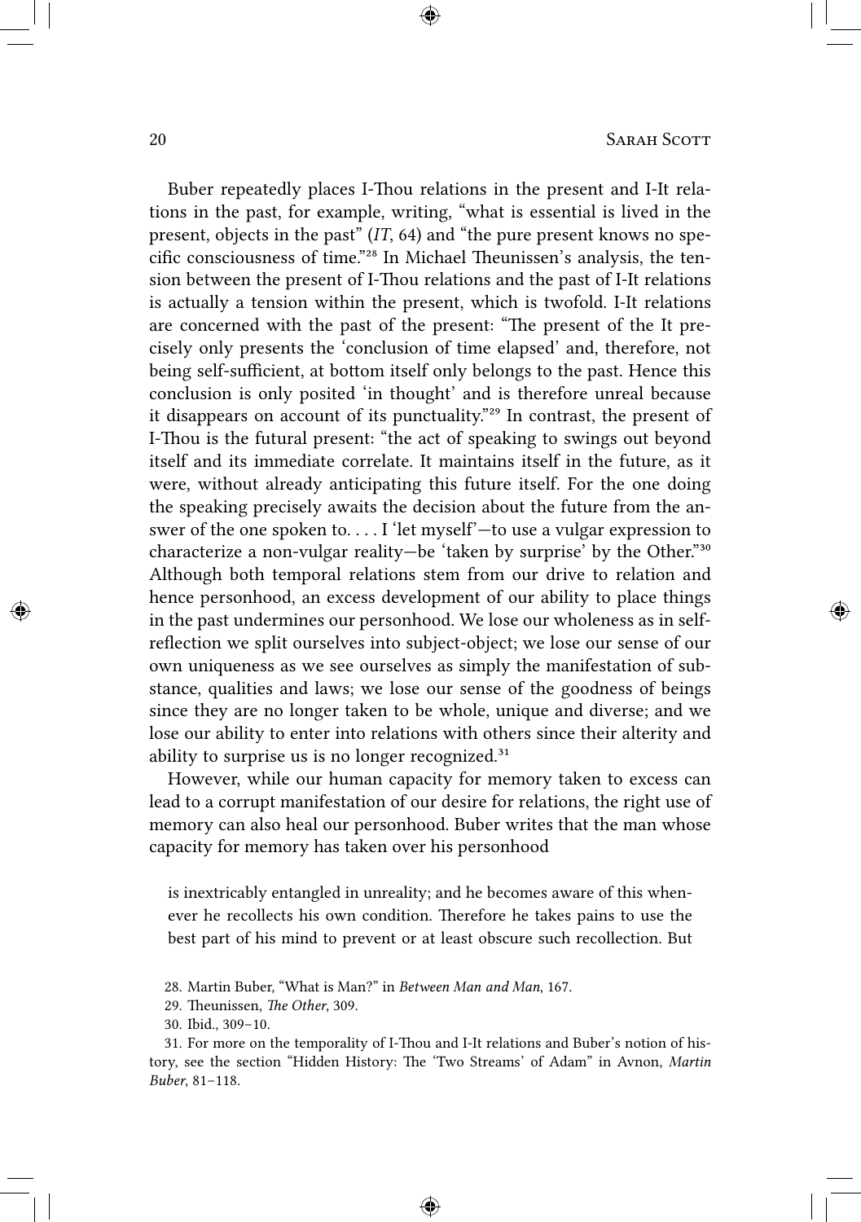Buber repeatedly places I-Thou relations in the present and I-It relations in the past, for example, writing, "what is essential is lived in the present, objects in the past" (*IT*, 64) and "the pure present knows no specific consciousness of time."[28] In Michael Theunissen's analysis, the tension between the present of I-Thou relations and the past of I-It relations is actually a tension within the present, which is twofold. I-It relations are concerned with the past of the present: "The present of the It precisely only presents the 'conclusion of time elapsed' and, therefore, not being self-sufficient, at bottom itself only belongs to the past. Hence this conclusion is only posited 'in thought' and is therefore unreal because it disappears on account of its punctuality."[29] In contrast, the present of I-Thou is the futural present: "the act of speaking to swings out beyond itself and its immediate correlate. It maintains itself in the future, as it were, without already anticipating this future itself. For the one doing the speaking precisely awaits the decision about the future from the answer of the one spoken to. . . . I 'let myself'—to use a vulgar expression to characterize a non-vulgar reality—be 'taken by surprise' by the Other."[30] Although both temporal relations stem from our drive to relation and hence personhood, an excess development of our ability to place things in the past undermines our personhood. We lose our wholeness as in self-reflection we split ourselves into subject-object; we lose our sense of our own uniqueness as we see ourselves as simply the manifestation of substance, qualities and laws; we lose our sense of the goodness of beings since they are no longer taken to be whole, unique and diverse; and we lose our ability to enter into relations with others since their alterity and ability to surprise us is no longer recognized.[31]

However, while our human capacity for memory taken to excess can lead to a corrupt manifestation of our desire for relations, the right use of memory can also heal our personhood. Buber writes that the man whose capacity for memory has taken over his personhood

> is inextricably entangled in unreality; and he becomes aware of this whenever he recollects his own condition. Therefore he takes pains to use the best part of his mind to prevent or at least obscure such recollection. But

28. Martin Buber, "What is Man?" in *Between Man and Man*, 167.

29. Theunissen, *The Other*, 309.

30. Ibid., 309–10.

31. For more on the temporality of I-Thou and I-It relations and Buber's notion of history, see the section "Hidden History: The 'Two Streams' of Adam" in Avnon, *Martin Buber*, 81–118.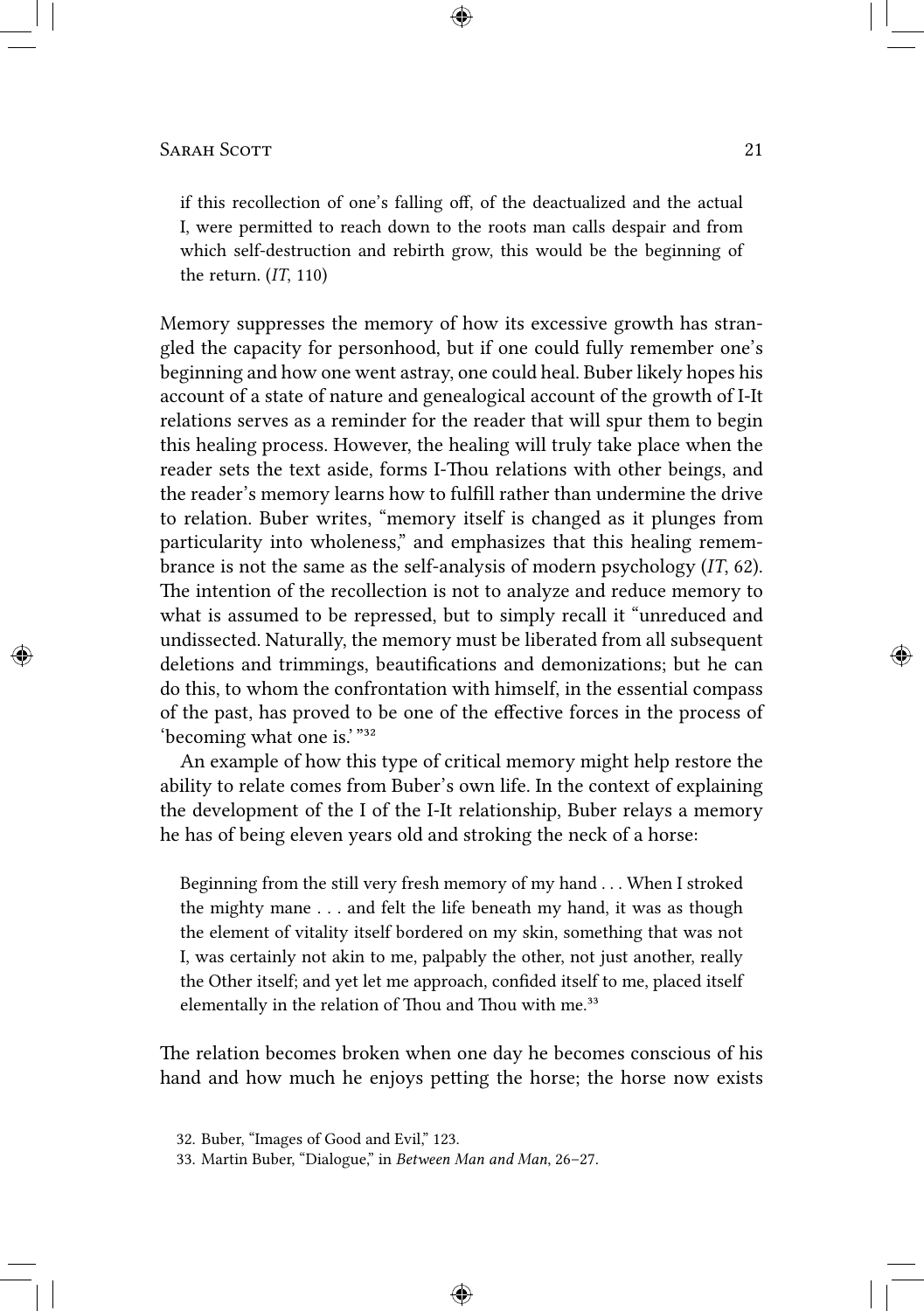> if this recollection of one's falling off, of the deactualized and the actual I, were permitted to reach down to the roots man calls despair and from which self-destruction and rebirth grow, this would be the beginning of the return. (*IT*, 110)

Memory suppresses the memory of how its excessive growth has strangled the capacity for personhood, but if one could fully remember one's beginning and how one went astray, one could heal. Buber likely hopes his account of a state of nature and genealogical account of the growth of I-It relations serves as a reminder for the reader that will spur them to begin this healing process. However, the healing will truly take place when the reader sets the text aside, forms I-Thou relations with other beings, and the reader's memory learns how to fulfill rather than undermine the drive to relation. Buber writes, "memory itself is changed as it plunges from particularity into wholeness," and emphasizes that this healing remembrance is not the same as the self-analysis of modern psychology (*IT*, 62). The intention of the recollection is not to analyze and reduce memory to what is assumed to be repressed, but to simply recall it "unreduced and undissected. Naturally, the memory must be liberated from all subsequent deletions and trimmings, beautifications and demonizations; but he can do this, to whom the confrontation with himself, in the essential compass of the past, has proved to be one of the effective forces in the process of 'becoming what one is.'"[32]

An example of how this type of critical memory might help restore the ability to relate comes from Buber's own life. In the context of explaining the development of the I of the I-It relationship, Buber relays a memory he has of being eleven years old and stroking the neck of a horse:

> Beginning from the still very fresh memory of my hand . . . When I stroked the mighty mane . . . and felt the life beneath my hand, it was as though the element of vitality itself bordered on my skin, something that was not I, was certainly not akin to me, palpably the other, not just another, really the Other itself; and yet let me approach, confided itself to me, placed itself elementally in the relation of Thou and Thou with me.[33]

The relation becomes broken when one day he becomes conscious of his hand and how much he enjoys petting the horse; the horse now exists

32. Buber, "Images of Good and Evil," 123.

33. Martin Buber, "Dialogue," in *Between Man and Man*, 26–27.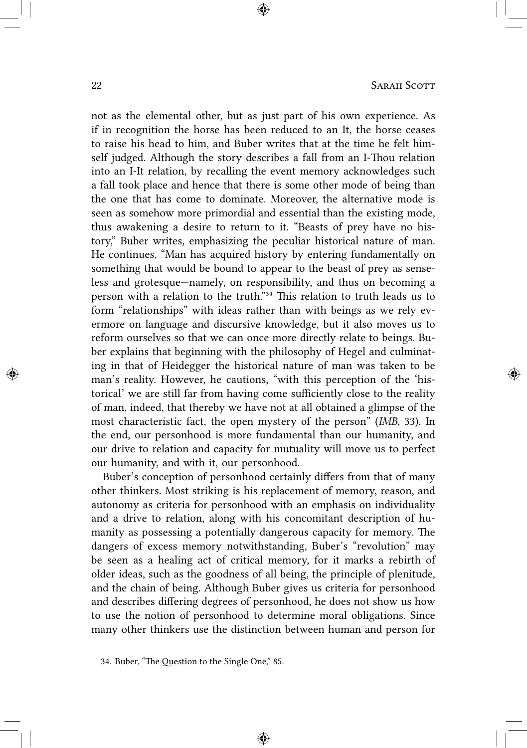not as the elemental other, but as just part of his own experience. As if in recognition the horse has been reduced to an It, the horse ceases to raise his head to him, and Buber writes that at the time he felt himself judged. Although the story describes a fall from an I-Thou relation into an I-It relation, by recalling the event memory acknowledges such a fall took place and hence that there is some other mode of being than the one that has come to dominate. Moreover, the alternative mode is seen as somehow more primordial and essential than the existing mode, thus awakening a desire to return to it. "Beasts of prey have no history," Buber writes, emphasizing the peculiar historical nature of man. He continues, "Man has acquired history by entering fundamentally on something that would be bound to appear to the beast of prey as senseless and grotesque—namely, on responsibility, and thus on becoming a person with a relation to the truth."[34] This relation to truth leads us to form "relationships" with ideas rather than with beings as we rely evermore on language and discursive knowledge, but it also moves us to reform ourselves so that we can once more directly relate to beings. Buber explains that beginning with the philosophy of Hegel and culminating in that of Heidegger the historical nature of man was taken to be man's reality. However, he cautions, "with this perception of the 'historical' we are still far from having come sufficiently close to the reality of man, indeed, that thereby we have not at all obtained a glimpse of the most characteristic fact, the open mystery of the person" (*IMB*, 33). In the end, our personhood is more fundamental than our humanity, and our drive to relation and capacity for mutuality will move us to perfect our humanity, and with it, our personhood.

Buber's conception of personhood certainly differs from that of many other thinkers. Most striking is his replacement of memory, reason, and autonomy as criteria for personhood with an emphasis on individuality and a drive to relation, along with his concomitant description of humanity as possessing a potentially dangerous capacity for memory. The dangers of excess memory notwithstanding, Buber's "revolution" may be seen as a healing act of critical memory, for it marks a rebirth of older ideas, such as the goodness of all being, the principle of plenitude, and the chain of being. Although Buber gives us criteria for personhood and describes differing degrees of personhood, he does not show us how to use the notion of personhood to determine moral obligations. Since many other thinkers use the distinction between human and person for

34. Buber, "The Question to the Single One," 85.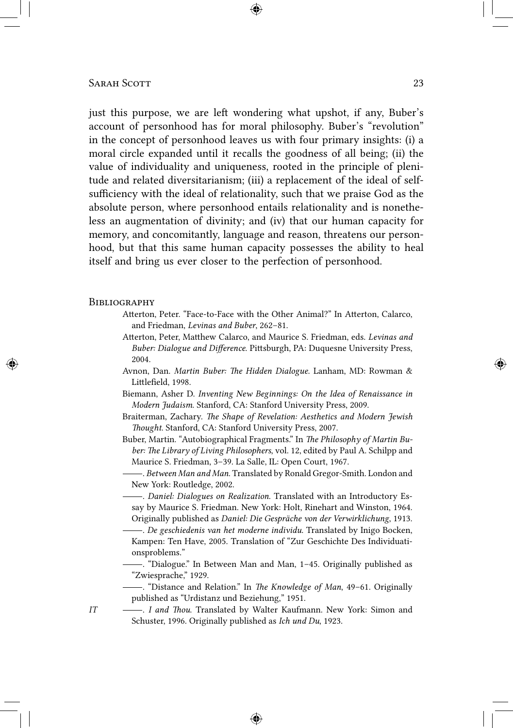just this purpose, we are left wondering what upshot, if any, Buber's account of personhood has for moral philosophy. Buber's "revolution" in the concept of personhood leaves us with four primary insights: (i) a moral circle expanded until it recalls the goodness of all being; (ii) the value of individuality and uniqueness, rooted in the principle of plenitude and related diversitarianism; (iii) a replacement of the ideal of self-sufficiency with the ideal of relationality, such that we praise God as the absolute person, where personhood entails relationality and is nonetheless an augmentation of divinity; and (iv) that our human capacity for memory, and concomitantly, language and reason, threatens our personhood, but that this same human capacity possesses the ability to heal itself and bring us ever closer to the perfection of personhood.

## Bibliography

Atterton, Peter. "Face-to-Face with the Other Animal?" In Atterton, Calarco, and Friedman, *Levinas and Buber*, 262–81.

Atterton, Peter, Matthew Calarco, and Maurice S. Friedman, eds. *Levinas and Buber: Dialogue and Difference*. Pittsburgh, PA: Duquesne University Press, 2004.

Avnon, Dan. *Martin Buber: The Hidden Dialogue*. Lanham, MD: Rowman & Littlefield, 1998.

Biemann, Asher D. *Inventing New Beginnings: On the Idea of Renaissance in Modern Judaism*. Stanford, CA: Stanford University Press, 2009.

Braiterman, Zachary. *The Shape of Revelation: Aesthetics and Modern Jewish Thought*. Stanford, CA: Stanford University Press, 2007.

Buber, Martin. "Autobiographical Fragments." In *The Philosophy of Martin Buber: The Library of Living Philosophers*, vol. 12, edited by Paul A. Schilpp and Maurice S. Friedman, 3–39. La Salle, IL: Open Court, 1967.

———. *Between Man and Man*. Translated by Ronald Gregor-Smith. London and New York: Routledge, 2002.

———. *Daniel: Dialogues on Realization*. Translated with an Introductory Essay by Maurice S. Friedman. New York: Holt, Rinehart and Winston, 1964. Originally published as *Daniel: Die Gespräche von der Verwirklichung*, 1913.

———. *De geschiedenis van het moderne individu*. Translated by Inigo Bocken, Kampen: Ten Have, 2005. Translation of "Zur Geschichte Des Individuationsproblems."

———. "Dialogue." In Between Man and Man, 1–45. Originally published as "Zwiesprache," 1929.

———. "Distance and Relation." In *The Knowledge of Man*, 49–61. Originally published as "Urdistanz und Beziehung," 1951.

*IT* ———. *I and Thou*. Translated by Walter Kaufmann. New York: Simon and Schuster, 1996. Originally published as *Ich und Du*, 1923.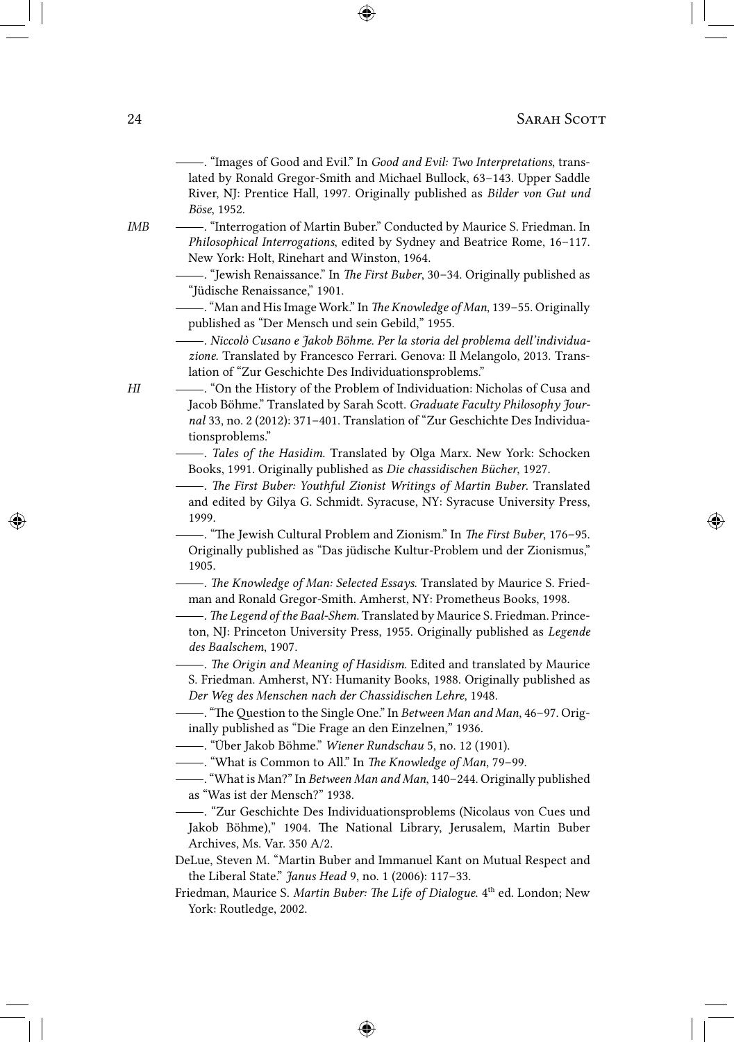———. "Images of Good and Evil." In *Good and Evil: Two Interpretations*, translated by Ronald Gregor-Smith and Michael Bullock, 63–143. Upper Saddle River, NJ: Prentice Hall, 1997. Originally published as *Bilder von Gut und Böse*, 1952.

*IMB* ———. "Interrogation of Martin Buber." Conducted by Maurice S. Friedman. In *Philosophical Interrogations*, edited by Sydney and Beatrice Rome, 16–117. New York: Holt, Rinehart and Winston, 1964.

———. "Jewish Renaissance." In *The First Buber*, 30–34. Originally published as "Jüdische Renaissance," 1901.

———. "Man and His Image Work." In *The Knowledge of Man*, 139–55. Originally published as "Der Mensch und sein Gebild," 1955.

———. *Niccolò Cusano e Jakob Böhme. Per la storia del problema dell'individuazione*. Translated by Francesco Ferrari. Genova: Il Melangolo, 2013. Translation of "Zur Geschichte Des Individuationsproblems."

*HI* ———. "On the History of the Problem of Individuation: Nicholas of Cusa and Jacob Böhme." Translated by Sarah Scott. *Graduate Faculty Philosophy Journal* 33, no. 2 (2012): 371–401. Translation of "Zur Geschichte Des Individuationsproblems."

———. *Tales of the Hasidim*. Translated by Olga Marx. New York: Schocken Books, 1991. Originally published as *Die chassidischen Bücher*, 1927.

———. *The First Buber: Youthful Zionist Writings of Martin Buber*. Translated and edited by Gilya G. Schmidt. Syracuse, NY: Syracuse University Press, 1999.

———. "The Jewish Cultural Problem and Zionism." In *The First Buber*, 176–95. Originally published as "Das jüdische Kultur-Problem und der Zionismus," 1905.

———. *The Knowledge of Man: Selected Essays*. Translated by Maurice S. Friedman and Ronald Gregor-Smith. Amherst, NY: Prometheus Books, 1998.

———. *The Legend of the Baal-Shem*. Translated by Maurice S. Friedman. Princeton, NJ: Princeton University Press, 1955. Originally published as *Legende des Baalschem*, 1907.

———. *The Origin and Meaning of Hasidism*. Edited and translated by Maurice S. Friedman. Amherst, NY: Humanity Books, 1988. Originally published as *Der Weg des Menschen nach der Chassidischen Lehre*, 1948.

———. "The Question to the Single One." In *Between Man and Man*, 46–97. Originally published as "Die Frage an den Einzelnen," 1936.

———. "Über Jakob Böhme." *Wiener Rundschau* 5, no. 12 (1901).

———. "What is Common to All." In *The Knowledge of Man*, 79–99.

———. "What is Man?" In *Between Man and Man*, 140–244. Originally published as "Was ist der Mensch?" 1938.

———. "Zur Geschichte Des Individuationsproblems (Nicolaus von Cues und Jakob Böhme)," 1904. The National Library, Jerusalem, Martin Buber Archives, Ms. Var. 350 A/2.

DeLue, Steven M. "Martin Buber and Immanuel Kant on Mutual Respect and the Liberal State." *Janus Head* 9, no. 1 (2006): 117–33.

Friedman, Maurice S. *Martin Buber: The Life of Dialogue*. 4th ed. London; New York: Routledge, 2002.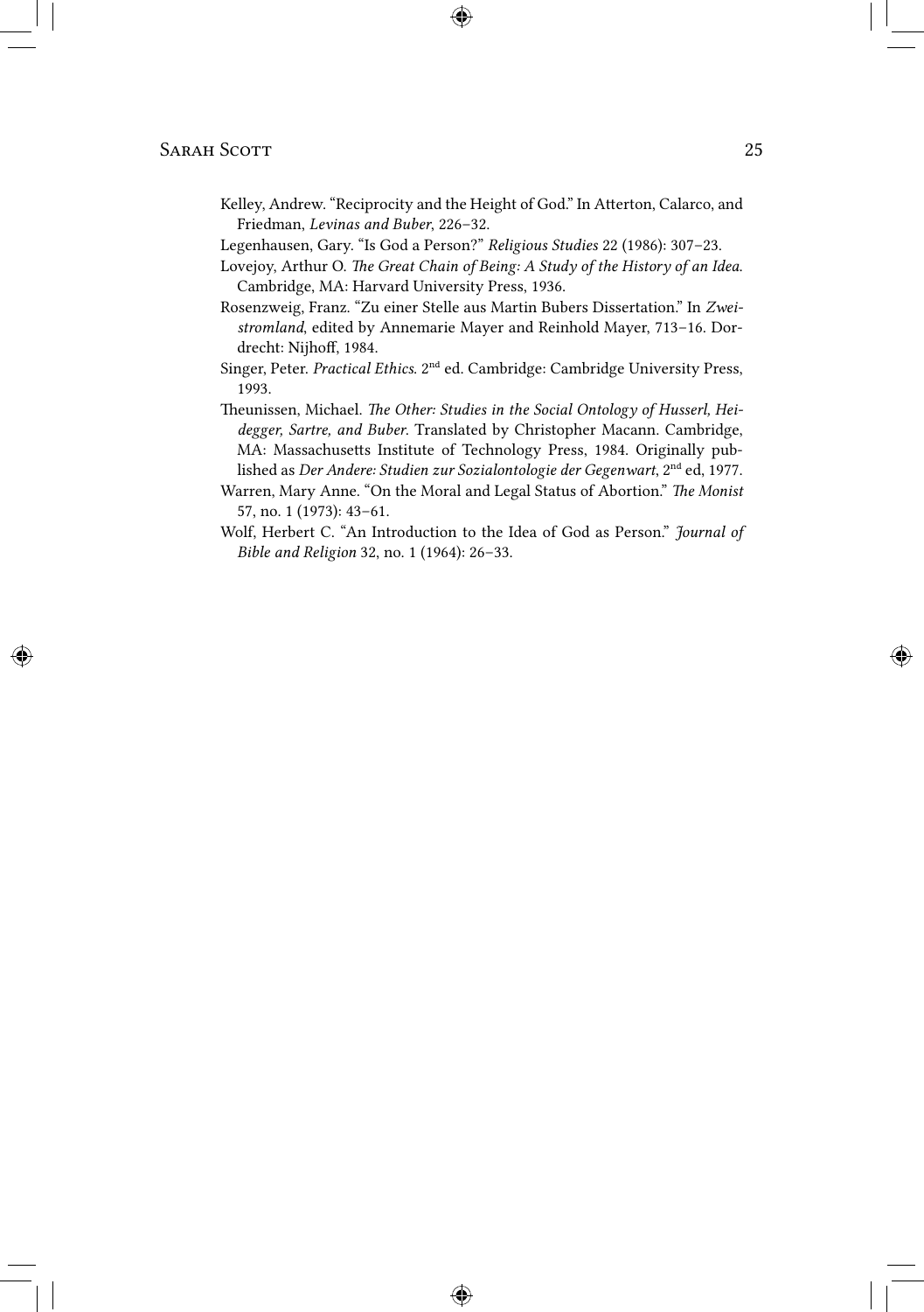Kelley, Andrew. "Reciprocity and the Height of God." In Atterton, Calarco, and Friedman, *Levinas and Buber*, 226–32.

Legenhausen, Gary. "Is God a Person?" *Religious Studies* 22 (1986): 307–23.

Lovejoy, Arthur O. *The Great Chain of Being: A Study of the History of an Idea*. Cambridge, MA: Harvard University Press, 1936.

Rosenzweig, Franz. "Zu einer Stelle aus Martin Bubers Dissertation." In *Zweistromland*, edited by Annemarie Mayer and Reinhold Mayer, 713–16. Dordrecht: Nijhoff, 1984.

Singer, Peter. *Practical Ethics*. 2nd ed. Cambridge: Cambridge University Press, 1993.

Theunissen, Michael. *The Other: Studies in the Social Ontology of Husserl, Heidegger, Sartre, and Buber*. Translated by Christopher Macann. Cambridge, MA: Massachusetts Institute of Technology Press, 1984. Originally published as *Der Andere: Studien zur Sozialontologie der Gegenwart*, 2nd ed, 1977.

Warren, Mary Anne. "On the Moral and Legal Status of Abortion." *The Monist* 57, no. 1 (1973): 43–61.

Wolf, Herbert C. "An Introduction to the Idea of God as Person." *Journal of Bible and Religion* 32, no. 1 (1964): 26–33.